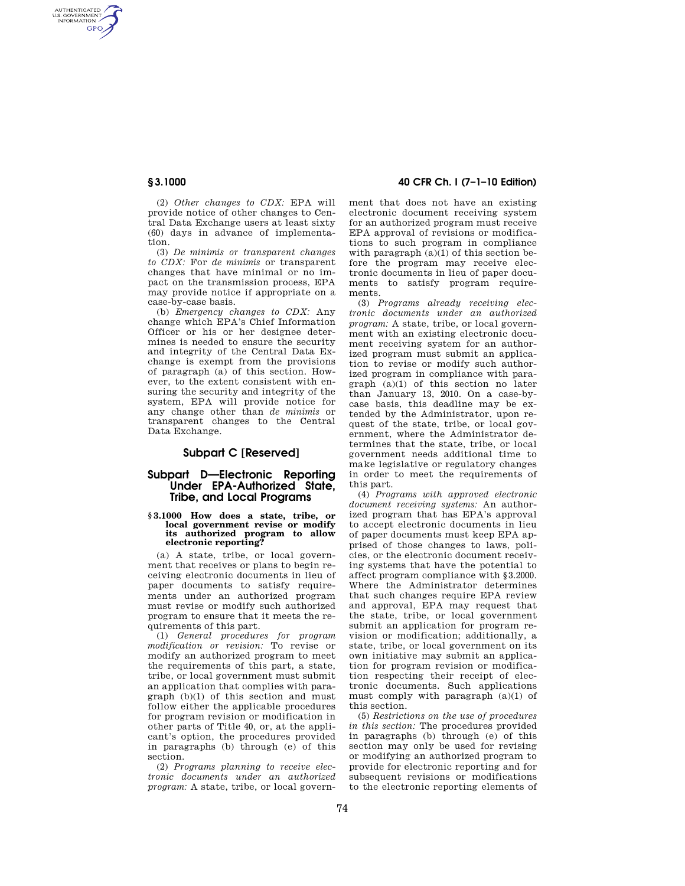(2) *Other changes to CDX:* EPA will provide notice of other changes to Central Data Exchange users at least sixty (60) days in advance of implementation.

(3) *De minimis or transparent changes to CDX:* For *de minimis* or transparent changes that have minimal or no impact on the transmission process, EPA may provide notice if appropriate on a case-by-case basis.

(b) *Emergency changes to CDX:* Any change which EPA's Chief Information Officer or his or her designee determines is needed to ensure the security and integrity of the Central Data Exchange is exempt from the provisions of paragraph (a) of this section. However, to the extent consistent with ensuring the security and integrity of the system, EPA will provide notice for any change other than *de minimis* or transparent changes to the Central Data Exchange.

## Subpart C [Reserved]

## Subpart D—Electronic Reporting Under EPA-Authorized State, Tribe, and Local Programs

### § 3.1000 How does a state, tribe, or local government revise or modify its authorized program to allow electronic reporting?

(a) A state, tribe, or local government that receives or plans to begin receiving electronic documents in lieu of paper documents to satisfy requirements under an authorized program must revise or modify such authorized program to ensure that it meets the requirements of this part.

(1) *General procedures for program modification or revision:* To revise or modify an authorized program to meet the requirements of this part, a state, tribe, or local government must submit an application that complies with paragraph (b)(1) of this section and must follow either the applicable procedures for program revision or modification in other parts of Title 40, or, at the applicant's option, the procedures provided in paragraphs (b) through (e) of this section.

(2) *Programs planning to receive electronic documents under an authorized program:* A state, tribe, or local government that does not have an existing electronic document receiving system for an authorized program must receive EPA approval of revisions or modifications to such program in compliance with paragraph (a)(1) of this section before the program may receive electronic documents in lieu of paper documents to satisfy program requirements.

(3) *Programs already receiving electronic documents under an authorized program:* A state, tribe, or local government with an existing electronic document receiving system for an authorized program must submit an application to revise or modify such authorized program in compliance with paragraph (a)(1) of this section no later than January 13, 2010. On a case-by-case basis, this deadline may be extended by the Administrator, upon request of the state, tribe, or local government, where the Administrator determines that the state, tribe, or local government needs additional time to make legislative or regulatory changes in order to meet the requirements of this part.

(4) *Programs with approved electronic document receiving systems:* An authorized program that has EPA's approval to accept electronic documents in lieu of paper documents must keep EPA apprised of those changes to laws, policies, or the electronic document receiving systems that have the potential to affect program compliance with § 3.2000. Where the Administrator determines that such changes require EPA review and approval, EPA may request that the state, tribe, or local government submit an application for program revision or modification; additionally, a state, tribe, or local government on its own initiative may submit an application for program revision or modification respecting their receipt of electronic documents. Such applications must comply with paragraph (a)(1) of this section.

(5) *Restrictions on the use of procedures in this section:* The procedures provided in paragraphs (b) through (e) of this section may only be used for revising or modifying an authorized program to provide for electronic reporting and for subsequent revisions or modifications to the electronic reporting elements of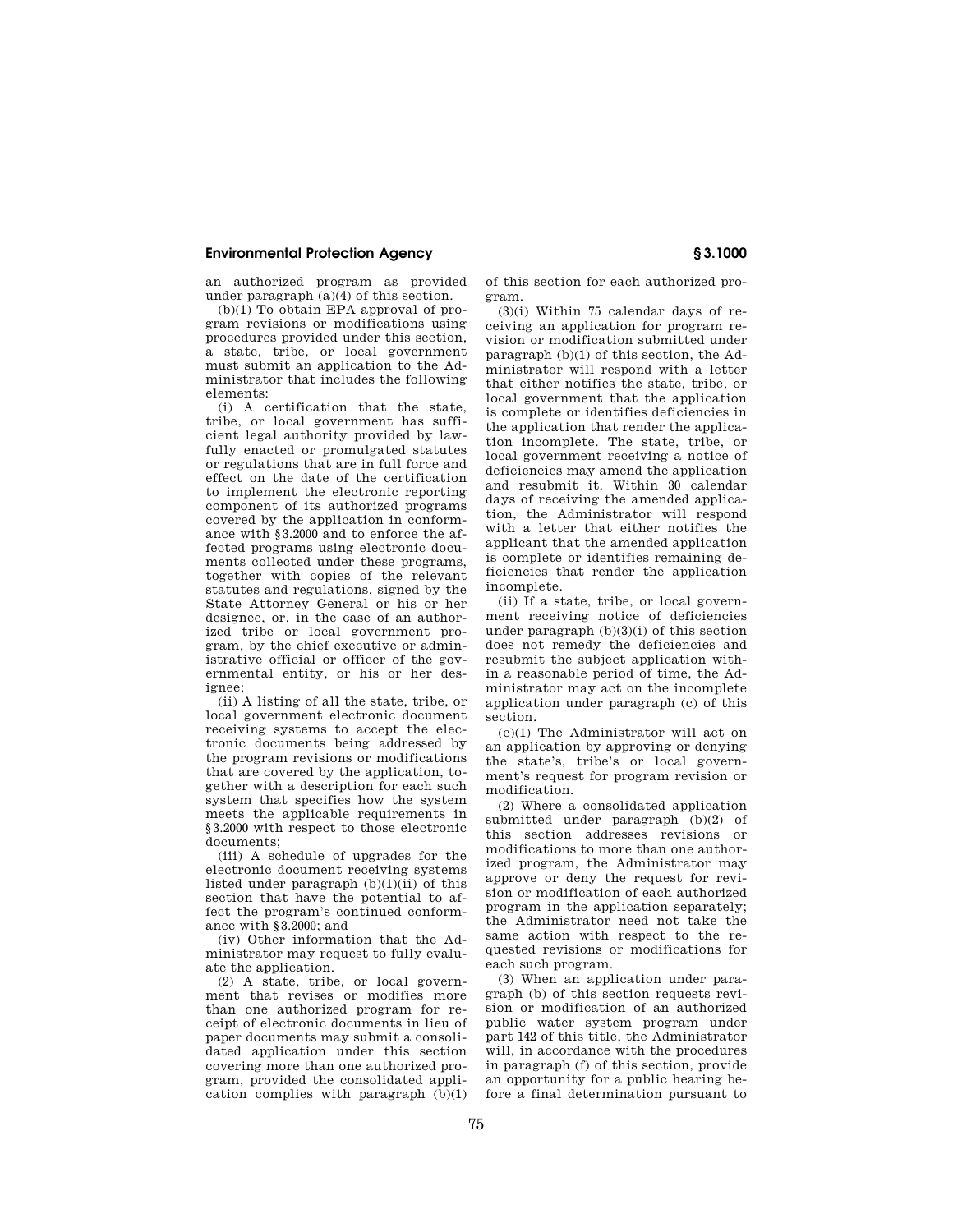an authorized program as provided under paragraph (a)(4) of this section.

(b)(1) To obtain EPA approval of program revisions or modifications using procedures provided under this section, a state, tribe, or local government must submit an application to the Administrator that includes the following elements:

(i) A certification that the state, tribe, or local government has sufficient legal authority provided by lawfully enacted or promulgated statutes or regulations that are in full force and effect on the date of the certification to implement the electronic reporting component of its authorized programs covered by the application in conformance with §3.2000 and to enforce the affected programs using electronic documents collected under these programs, together with copies of the relevant statutes and regulations, signed by the State Attorney General or his or her designee, or, in the case of an authorized tribe or local government program, by the chief executive or administrative official or officer of the governmental entity, or his or her designee;

(ii) A listing of all the state, tribe, or local government electronic document receiving systems to accept the electronic documents being addressed by the program revisions or modifications that are covered by the application, together with a description for each such system that specifies how the system meets the applicable requirements in §3.2000 with respect to those electronic documents;

(iii) A schedule of upgrades for the electronic document receiving systems listed under paragraph (b)(1)(ii) of this section that have the potential to affect the program's continued conformance with §3.2000; and

(iv) Other information that the Administrator may request to fully evaluate the application.

(2) A state, tribe, or local government that revises or modifies more than one authorized program for receipt of electronic documents in lieu of paper documents may submit a consolidated application under this section covering more than one authorized program, provided the consolidated application complies with paragraph (b)(1) of this section for each authorized program.

(3)(i) Within 75 calendar days of receiving an application for program revision or modification submitted under paragraph (b)(1) of this section, the Administrator will respond with a letter that either notifies the state, tribe, or local government that the application is complete or identifies deficiencies in the application that render the application incomplete. The state, tribe, or local government receiving a notice of deficiencies may amend the application and resubmit it. Within 30 calendar days of receiving the amended application, the Administrator will respond with a letter that either notifies the applicant that the amended application is complete or identifies remaining deficiencies that render the application incomplete.

(ii) If a state, tribe, or local government receiving notice of deficiencies under paragraph (b)(3)(i) of this section does not remedy the deficiencies and resubmit the subject application within a reasonable period of time, the Administrator may act on the incomplete application under paragraph (c) of this section.

(c)(1) The Administrator will act on an application by approving or denying the state's, tribe's or local government's request for program revision or modification.

(2) Where a consolidated application submitted under paragraph (b)(2) of this section addresses revisions or modifications to more than one authorized program, the Administrator may approve or deny the request for revision or modification of each authorized program in the application separately; the Administrator need not take the same action with respect to the requested revisions or modifications for each such program.

(3) When an application under paragraph (b) of this section requests revision or modification of an authorized public water system program under part 142 of this title, the Administrator will, in accordance with the procedures in paragraph (f) of this section, provide an opportunity for a public hearing before a final determination pursuant to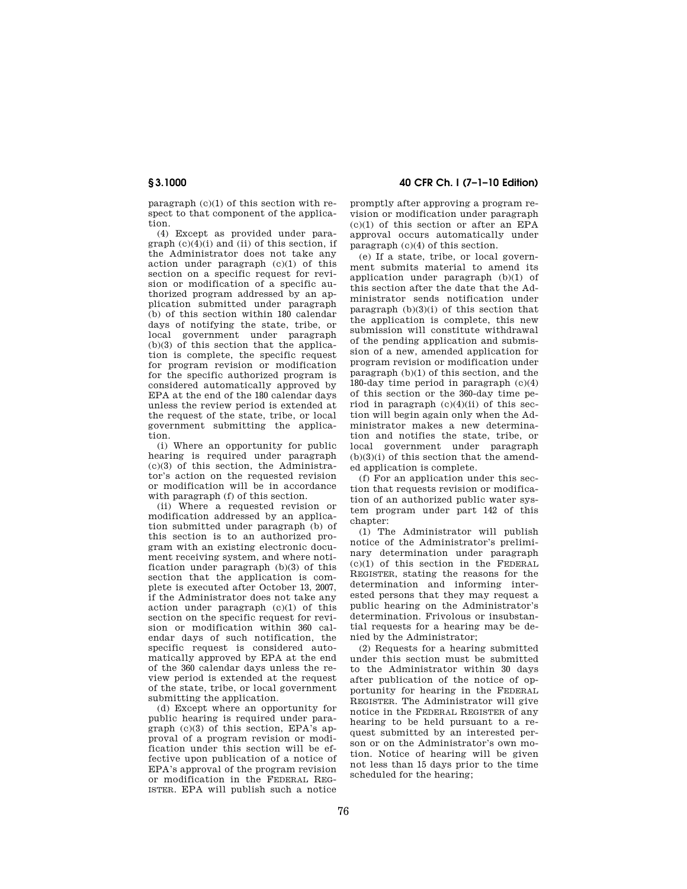paragraph (c)(1) of this section with respect to that component of the application.

(4) Except as provided under paragraph (c)(4)(i) and (ii) of this section, if the Administrator does not take any action under paragraph (c)(1) of this section on a specific request for revision or modification of a specific authorized program addressed by an application submitted under paragraph (b) of this section within 180 calendar days of notifying the state, tribe, or local government under paragraph (b)(3) of this section that the application is complete, the specific request for program revision or modification for the specific authorized program is considered automatically approved by EPA at the end of the 180 calendar days unless the review period is extended at the request of the state, tribe, or local government submitting the application.

(i) Where an opportunity for public hearing is required under paragraph (c)(3) of this section, the Administrator's action on the requested revision or modification will be in accordance with paragraph (f) of this section.

(ii) Where a requested revision or modification addressed by an application submitted under paragraph (b) of this section is to an authorized program with an existing electronic document receiving system, and where notification under paragraph (b)(3) of this section that the application is complete is executed after October 13, 2007, if the Administrator does not take any action under paragraph (c)(1) of this section on the specific request for revision or modification within 360 calendar days of such notification, the specific request is considered automatically approved by EPA at the end of the 360 calendar days unless the review period is extended at the request of the state, tribe, or local government submitting the application.

(d) Except where an opportunity for public hearing is required under paragraph (c)(3) of this section, EPA's approval of a program revision or modification under this section will be effective upon publication of a notice of EPA's approval of the program revision or modification in the FEDERAL REGISTER. EPA will publish such a notice promptly after approving a program revision or modification under paragraph (c)(1) of this section or after an EPA approval occurs automatically under paragraph (c)(4) of this section.

(e) If a state, tribe, or local government submits material to amend its application under paragraph (b)(1) of this section after the date that the Administrator sends notification under paragraph (b)(3)(i) of this section that the application is complete, this new submission will constitute withdrawal of the pending application and submission of a new, amended application for program revision or modification under paragraph (b)(1) of this section, and the 180-day time period in paragraph (c)(4) of this section or the 360-day time period in paragraph (c)(4)(ii) of this section will begin again only when the Administrator makes a new determination and notifies the state, tribe, or local government under paragraph (b)(3)(i) of this section that the amended application is complete.

(f) For an application under this section that requests revision or modification of an authorized public water system program under part 142 of this chapter:

(1) The Administrator will publish notice of the Administrator's preliminary determination under paragraph (c)(1) of this section in the FEDERAL REGISTER, stating the reasons for the determination and informing interested persons that they may request a public hearing on the Administrator's determination. Frivolous or insubstantial requests for a hearing may be denied by the Administrator;

(2) Requests for a hearing submitted under this section must be submitted to the Administrator within 30 days after publication of the notice of opportunity for hearing in the FEDERAL REGISTER. The Administrator will give notice in the FEDERAL REGISTER of any hearing to be held pursuant to a request submitted by an interested person or on the Administrator's own motion. Notice of hearing will be given not less than 15 days prior to the time scheduled for the hearing;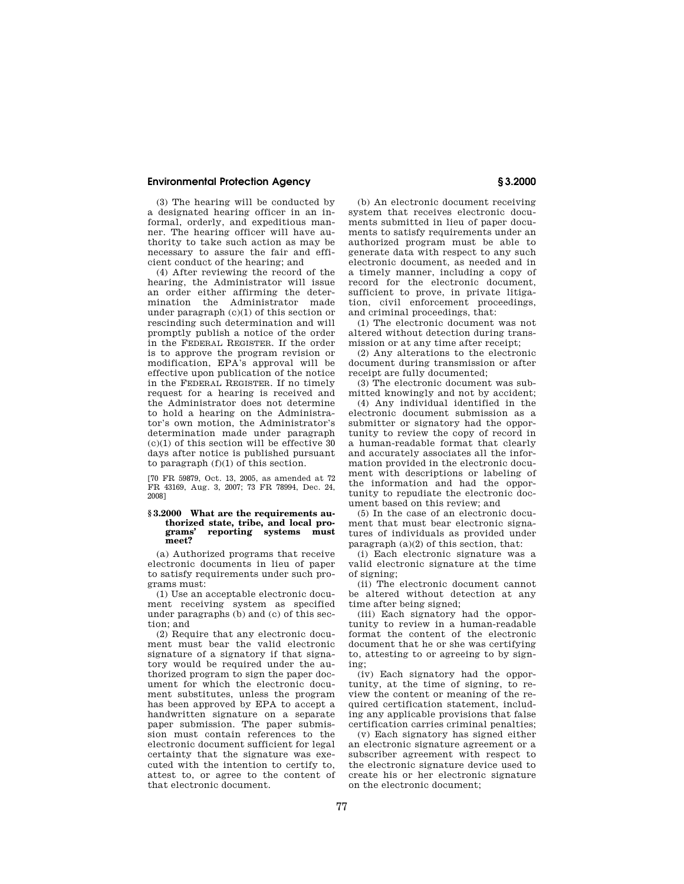(3) The hearing will be conducted by a designated hearing officer in an informal, orderly, and expeditious manner. The hearing officer will have authority to take such action as may be necessary to assure the fair and efficient conduct of the hearing; and

(4) After reviewing the record of the hearing, the Administrator will issue an order either affirming the determination the Administrator made under paragraph (c)(1) of this section or rescinding such determination and will promptly publish a notice of the order in the FEDERAL REGISTER. If the order is to approve the program revision or modification, EPA's approval will be effective upon publication of the notice in the FEDERAL REGISTER. If no timely request for a hearing is received and the Administrator does not determine to hold a hearing on the Administrator's own motion, the Administrator's determination made under paragraph (c)(1) of this section will be effective 30 days after notice is published pursuant to paragraph (f)(1) of this section.

[70 FR 59879, Oct. 13, 2005, as amended at 72 FR 43169, Aug. 3, 2007; 73 FR 78994, Dec. 24, 2008]

### § 3.2000 What are the requirements authorized state, tribe, and local programs' reporting systems must meet?

(a) Authorized programs that receive electronic documents in lieu of paper to satisfy requirements under such programs must:

(1) Use an acceptable electronic document receiving system as specified under paragraphs (b) and (c) of this section; and

(2) Require that any electronic document must bear the valid electronic signature of a signatory if that signatory would be required under the authorized program to sign the paper document for which the electronic document substitutes, unless the program has been approved by EPA to accept a handwritten signature on a separate paper submission. The paper submission must contain references to the electronic document sufficient for legal certainty that the signature was executed with the intention to certify to, attest to, or agree to the content of that electronic document.

(b) An electronic document receiving system that receives electronic documents submitted in lieu of paper documents to satisfy requirements under an authorized program must be able to generate data with respect to any such electronic document, as needed and in a timely manner, including a copy of record for the electronic document, sufficient to prove, in private litigation, civil enforcement proceedings, and criminal proceedings, that:

(1) The electronic document was not altered without detection during transmission or at any time after receipt;

(2) Any alterations to the electronic document during transmission or after receipt are fully documented;

(3) The electronic document was submitted knowingly and not by accident;

(4) Any individual identified in the electronic document submission as a submitter or signatory had the opportunity to review the copy of record in a human-readable format that clearly and accurately associates all the information provided in the electronic document with descriptions or labeling of the information and had the opportunity to repudiate the electronic document based on this review; and

(5) In the case of an electronic document that must bear electronic signatures of individuals as provided under paragraph (a)(2) of this section, that:

(i) Each electronic signature was a valid electronic signature at the time of signing;

(ii) The electronic document cannot be altered without detection at any time after being signed;

(iii) Each signatory had the opportunity to review in a human-readable format the content of the electronic document that he or she was certifying to, attesting to or agreeing to by signing;

(iv) Each signatory had the opportunity, at the time of signing, to review the content or meaning of the required certification statement, including any applicable provisions that false certification carries criminal penalties;

(v) Each signatory has signed either an electronic signature agreement or a subscriber agreement with respect to the electronic signature device used to create his or her electronic signature on the electronic document;